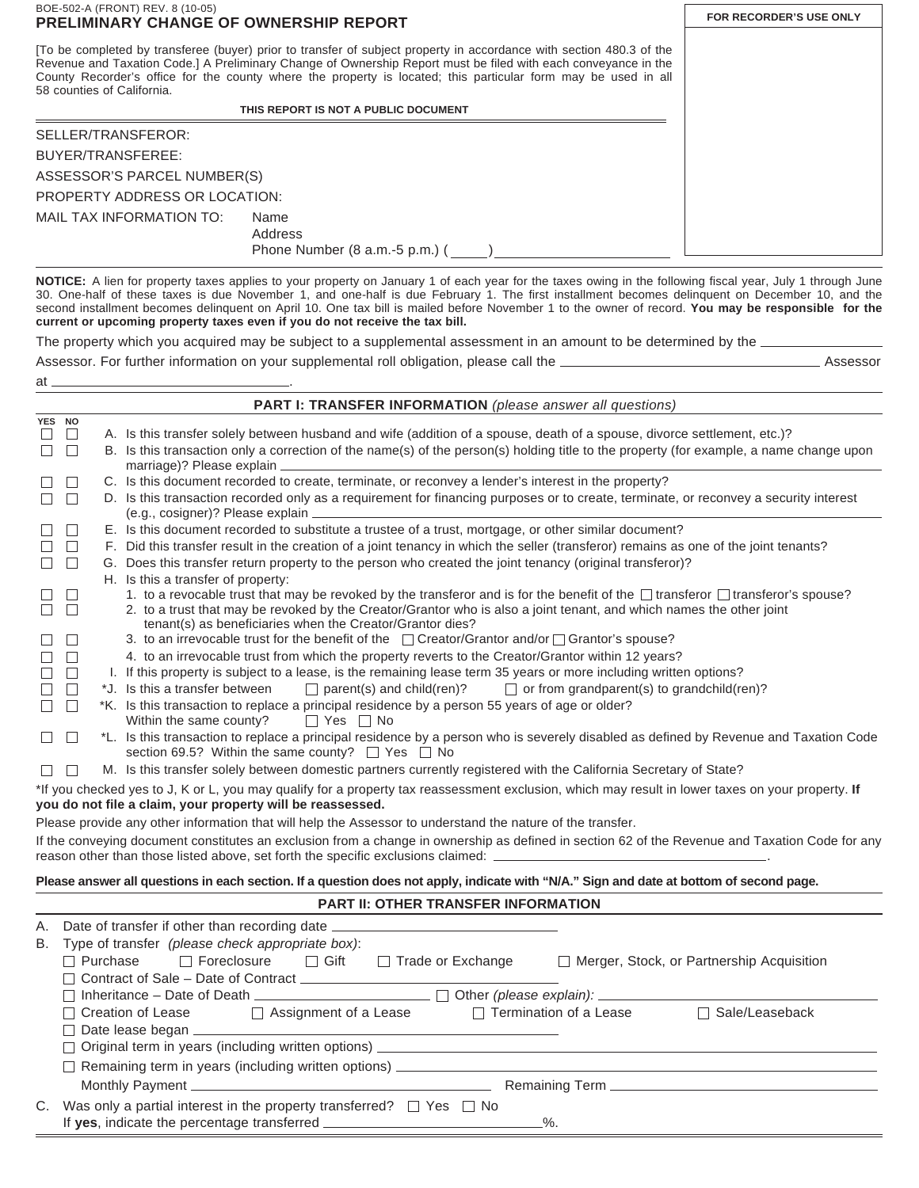BOE-502-A (FRONT) REV. 8 (10-05)

# PRELIMINARY CHANGE OF OWNERSHIP REPORT

**FOR RECORDER'S USE ONLY**

[To be completed by transferee (buyer) prior to transfer of subject property in accordance with section 480.3 of the Revenue and Taxation Code.] A Preliminary Change of Ownership Report must be filed with each conveyance in the County Recorder's office for the county where the property is located; this particular form may be used in all 58 counties of California.

**THIS REPORT IS NOT A PUBLIC DOCUMENT**

SELLER/TRANSFEROR:

BUYER/TRANSFEREE:

ASSESSOR'S PARCEL NUMBER(S)

PROPERTY ADDRESS OR LOCATION:

MAIL TAX INFORMATION TO: Name

Address

Phone Number (8 a.m.-5 p.m.) ( ____ ) ____________________

**NOTICE:** A lien for property taxes applies to your property on January 1 of each year for the taxes owing in the following fiscal year, July 1 through June 30. One-half of these taxes is due November 1, and one-half is due February 1. The first installment becomes delinquent on December 10, and the second installment becomes delinquent on April 10. One tax bill is mailed before November 1 to the owner of record. **You may be responsible for the current or upcoming property taxes even if you do not receive the tax bill.**

The property which you acquired may be subject to a supplemental assessment in an amount to be determined by the ______________ Assessor. For further information on your supplemental roll obligation, please call the ______________________________ Assessor at ____________________.

## PART I: TRANSFER INFORMATION *(please answer all questions)*

| YES | NO | |
|---|---|---|
| ☐ | ☐ | A. Is this transfer solely between husband and wife (addition of a spouse, death of a spouse, divorce settlement, etc.)? |
| ☐ | ☐ | B. Is this transaction only a correction of the name(s) of the person(s) holding title to the property (for example, a name change upon marriage)? Please explain ____________ |
| ☐ | ☐ | C. Is this document recorded to create, terminate, or reconvey a lender's interest in the property? |
| ☐ | ☐ | D. Is this transaction recorded only as a requirement for financing purposes or to create, terminate, or reconvey a security interest (e.g., cosigner)? Please explain ____________ |
| ☐ | ☐ | E. Is this document recorded to substitute a trustee of a trust, mortgage, or other similar document? |
| ☐ | ☐ | F. Did this transfer result in the creation of a joint tenancy in which the seller (transferor) remains as one of the joint tenants? |
| ☐ | ☐ | G. Does this transfer return property to the person who created the joint tenancy (original transferor)? |
| | | H. Is this a transfer of property: |
| ☐ | ☐ | 1. to a revocable trust that may be revoked by the transferor and is for the benefit of the ☐ transferor ☐ transferor's spouse? |
| ☐ | ☐ | 2. to a trust that may be revoked by the Creator/Grantor who is also a joint tenant, and which names the other joint tenant(s) as beneficiaries when the Creator/Grantor dies? |
| ☐ | ☐ | 3. to an irrevocable trust for the benefit of the ☐ Creator/Grantor and/or ☐ Grantor's spouse? |
| ☐ | ☐ | 4. to an irrevocable trust from which the property reverts to the Creator/Grantor within 12 years? |
| ☐ | ☐ | I. If this property is subject to a lease, is the remaining lease term 35 years or more including written options? |
| ☐ | ☐ | *J. Is this a transfer between ☐ parent(s) and child(ren)? ☐ or from grandparent(s) to grandchild(ren)? |
| ☐ | ☐ | *K. Is this transaction to replace a principal residence by a person 55 years of age or older? Within the same county? ☐ Yes ☐ No |
| ☐ | ☐ | *L. Is this transaction to replace a principal residence by a person who is severely disabled as defined by Revenue and Taxation Code section 69.5? Within the same county? ☐ Yes ☐ No |
| ☐ | ☐ | M. Is this transfer solely between domestic partners currently registered with the California Secretary of State? |

*If you checked yes to J, K or L, you may qualify for a property tax reassessment exclusion, which may result in lower taxes on your property. **If you do not file a claim, your property will be reassessed.**

Please provide any other information that will help the Assessor to understand the nature of the transfer.

If the conveying document constitutes an exclusion from a change in ownership as defined in section 62 of the Revenue and Taxation Code for any reason other than those listed above, set forth the specific exclusions claimed: ______________________.

**Please answer all questions in each section. If a question does not apply, indicate with "N/A." Sign and date at bottom of second page.**

## PART II: OTHER TRANSFER INFORMATION

A. Date of transfer if other than recording date ____________________

B. Type of transfer *(please check appropriate box)*:

☐ Purchase ☐ Foreclosure ☐ Gift ☐ Trade or Exchange ☐ Merger, Stock, or Partnership Acquisition

☐ Contract of Sale – Date of Contract ____________________

☐ Inheritance – Date of Death ____________________ ☐ Other *(please explain)*: ____________________

☐ Creation of Lease ☐ Assignment of a Lease ☐ Termination of a Lease ☐ Sale/Leaseback

☐ Date lease began ____________________

☐ Original term in years (including written options) ____________________

☐ Remaining term in years (including written options) ____________________

Monthly Payment ____________________ Remaining Term ____________________

C. Was only a partial interest in the property transferred? ☐ Yes ☐ No

If **yes**, indicate the percentage transferred ____________________%.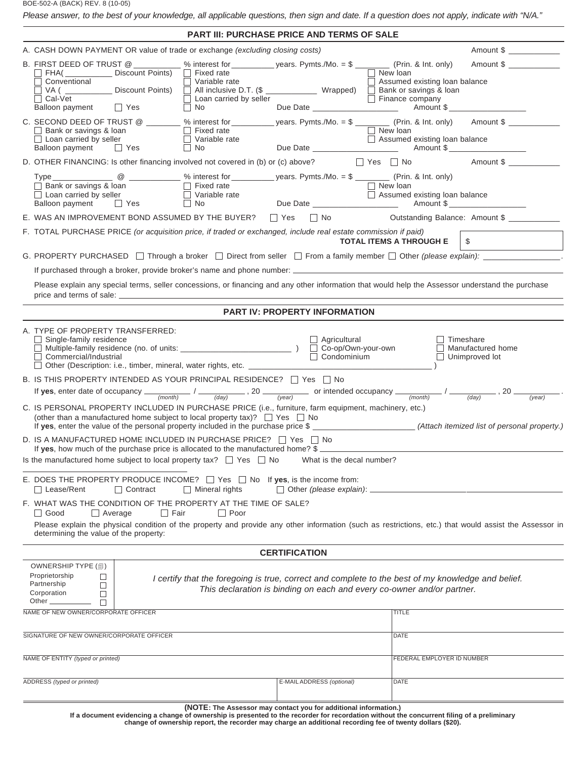BOE-502-A (BACK) REV. 8 (10-05)

*Please answer, to the best of your knowledge, all applicable questions, then sign and date. If a question does not apply, indicate with "N/A."*

## PART III: PURCHASE PRICE AND TERMS OF SALE

A. CASH DOWN PAYMENT OR value of trade or exchange *(excluding closing costs)* Amount $ ____________

B. FIRST DEED OF TRUST @ __________ % interest for __________ years. Pymts./Mo. = $ ________ (Prin. & Int. only) Amount $ ____________
☐ FHA( __________ Discount Points) ☐ Fixed rate ☐ New loan
☐ Conventional ☐ Variable rate ☐ Assumed existing loan balance
☐ VA ( __________ Discount Points) ☐ All inclusive D.T. ($ ____________ Wrapped) ☐ Bank or savings & loan
☐ Cal-Vet ☐ Loan carried by seller ☐ Finance company
Balloon payment ☐ Yes ☐ No Due Date ____________________ Amount $ __________________

C. SECOND DEED OF TRUST @ ________ % interest for __________ years. Pymts./Mo. = $ ________ (Prin. & Int. only) Amount $ ____________
☐ Bank or savings & loan ☐ Fixed rate ☐ New loan
☐ Loan carried by seller ☐ Variable rate ☐ Assumed existing loan balance
Balloon payment ☐ Yes ☐ No Due Date ____________________ Amount $ __________________

D. OTHER FINANCING: Is other financing involved not covered in (b) or (c) above? ☐ Yes ☐ No Amount $ ____________

Type ______________ @ ____________ % interest for __________ years. Pymts./Mo. = $ ________ (Prin. & Int. only)
☐ Bank or savings & loan ☐ Fixed rate ☐ New loan
☐ Loan carried by seller ☐ Variable rate ☐ Assumed existing loan balance
Balloon payment ☐ Yes ☐ No Due Date ____________________ Amount $ __________________

E. WAS AN IMPROVEMENT BOND ASSUMED BY THE BUYER? ☐ Yes ☐ No Outstanding Balance: Amount $ ____________

F. TOTAL PURCHASE PRICE *(or acquisition price, if traded or exchanged, include real estate commission if paid)*
**TOTAL ITEMS A THROUGH E** $

G. PROPERTY PURCHASED ☐ Through a broker ☐ Direct from seller ☐ From a family member ☐ Other *(please explain):* __________________.

If purchased through a broker, provide broker's name and phone number: ____________________________________________

Please explain any special terms, seller concessions, or financing and any other information that would help the Assessor understand the purchase price and terms of sale: ____________________________________________

## PART IV: PROPERTY INFORMATION

A. TYPE OF PROPERTY TRANSFERRED:
☐ Single-family residence ☐ Agricultural ☐ Timeshare
☐ Multiple-family residence (no. of units: ________________________ ) ☐ Co-op/Own-your-own ☐ Manufactured home
☐ Commercial/Industrial ☐ Condominium ☐ Unimproved lot
☐ Other (Description: i.e., timber, mineral, water rights, etc. ____________________________________ )

B. IS THIS PROPERTY INTENDED AS YOUR PRINCIPAL RESIDENCE? ☐ Yes ☐ No
If **yes**, enter date of occupancy ________ *(month)* / ________ *(day)* , 20 ________ *(year)* or intended occupancy ________ *(month)* / ________ *(day)* , 20 ________ *(year)*.

C. IS PERSONAL PROPERTY INCLUDED IN PURCHASE PRICE (i.e., furniture, farm equipment, machinery, etc.) (other than a manufactured home subject to local property tax)? ☐ Yes ☐ No
If **yes**, enter the value of the personal property included in the purchase price $ ______________________ *(Attach itemized list of personal property.)*

D. IS A MANUFACTURED HOME INCLUDED IN PURCHASE PRICE? ☐ Yes ☐ No
If **yes**, how much of the purchase price is allocated to the manufactured home? $ ____________________________________
Is the manufactured home subject to local property tax? ☐ Yes ☐ No What is the decal number? ______________________

E. DOES THE PROPERTY PRODUCE INCOME? ☐ Yes ☐ No If **yes**, is the income from:
☐ Lease/Rent ☐ Contract ☐ Mineral rights ☐ Other *(please explain)*: ____________________________

F. WHAT WAS THE CONDITION OF THE PROPERTY AT THE TIME OF SALE?
☐ Good ☐ Average ☐ Fair ☐ Poor

Please explain the physical condition of the property and provide any other information (such as restrictions, etc.) that would assist the Assessor in determining the value of the property:

## CERTIFICATION

| OWNERSHIP TYPE | |
|---|---|
| Proprietorship ☐ | *I certify that the foregoing is true, correct and complete to the best of my knowledge and belief.* |
| Partnership ☐ | *This declaration is binding on each and every co-owner and/or partner.* |
| Corporation ☐ | |
| Other __________ ☐ | |

| | | |
|---|---|---|
| NAME OF NEW OWNER/CORPORATE OFFICER | | TITLE |
| SIGNATURE OF NEW OWNER/CORPORATE OFFICER | | DATE |
| NAME OF ENTITY *(typed or printed)* | | FEDERAL EMPLOYER ID NUMBER |
| ADDRESS *(typed or printed)* | E-MAIL ADDRESS *(optional)* | DATE |

**(NOTE: The Assessor may contact you for additional information.)**
**If a document evidencing a change of ownership is presented to the recorder for recordation without the concurrent filing of a preliminary change of ownership report, the recorder may charge an additional recording fee of twenty dollars ($20).**